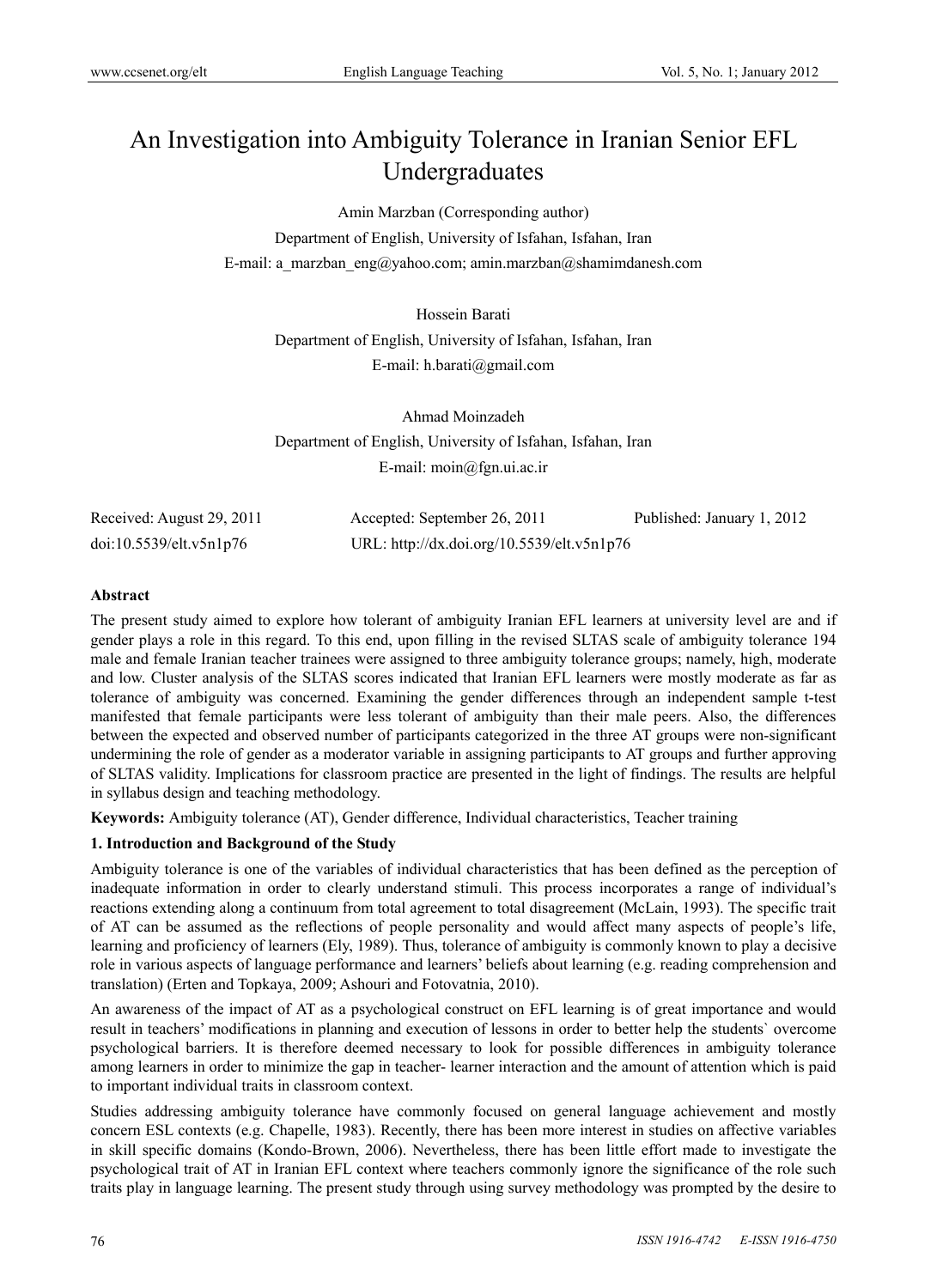# An Investigation into Ambiguity Tolerance in Iranian Senior EFL Undergraduates

Amin Marzban (Corresponding author)

Department of English, University of Isfahan, Isfahan, Iran

E-mail: a_marzban_eng@yahoo.com; amin.marzban@shamimdanesh.com

Hossein Barati

Department of English, University of Isfahan, Isfahan, Iran

E-mail: h.barati@gmail.com

Ahmad Moinzadeh

Department of English, University of Isfahan, Isfahan, Iran

E-mail: moin@fgn.ui.ac.ir

Received: August 29, 2011 Accepted: September 26, 2011 Published: January 1, 2012

doi:10.5539/elt.v5n1p76 URL: http://dx.doi.org/10.5539/elt.v5n1p76

**Abstract**

The present study aimed to explore how tolerant of ambiguity Iranian EFL learners at university level are and if gender plays a role in this regard. To this end, upon filling in the revised SLTAS scale of ambiguity tolerance 194 male and female Iranian teacher trainees were assigned to three ambiguity tolerance groups; namely, high, moderate and low. Cluster analysis of the SLTAS scores indicated that Iranian EFL learners were mostly moderate as far as tolerance of ambiguity was concerned. Examining the gender differences through an independent sample t-test manifested that female participants were less tolerant of ambiguity than their male peers. Also, the differences between the expected and observed number of participants categorized in the three AT groups were non-significant undermining the role of gender as a moderator variable in assigning participants to AT groups and further approving of SLTAS validity. Implications for classroom practice are presented in the light of findings. The results are helpful in syllabus design and teaching methodology.

**Keywords:** Ambiguity tolerance (AT), Gender difference, Individual characteristics, Teacher training

## 1. Introduction and Background of the Study

Ambiguity tolerance is one of the variables of individual characteristics that has been defined as the perception of inadequate information in order to clearly understand stimuli. This process incorporates a range of individual's reactions extending along a continuum from total agreement to total disagreement (McLain, 1993). The specific trait of AT can be assumed as the reflections of people personality and would affect many aspects of people's life, learning and proficiency of learners (Ely, 1989). Thus, tolerance of ambiguity is commonly known to play a decisive role in various aspects of language performance and learners' beliefs about learning (e.g. reading comprehension and translation) (Erten and Topkaya, 2009; Ashouri and Fotovatnia, 2010).

An awareness of the impact of AT as a psychological construct on EFL learning is of great importance and would result in teachers' modifications in planning and execution of lessons in order to better help the students` overcome psychological barriers. It is therefore deemed necessary to look for possible differences in ambiguity tolerance among learners in order to minimize the gap in teacher- learner interaction and the amount of attention which is paid to important individual traits in classroom context.

Studies addressing ambiguity tolerance have commonly focused on general language achievement and mostly concern ESL contexts (e.g. Chapelle, 1983). Recently, there has been more interest in studies on affective variables in skill specific domains (Kondo-Brown, 2006). Nevertheless, there has been little effort made to investigate the psychological trait of AT in Iranian EFL context where teachers commonly ignore the significance of the role such traits play in language learning. The present study through using survey methodology was prompted by the desire to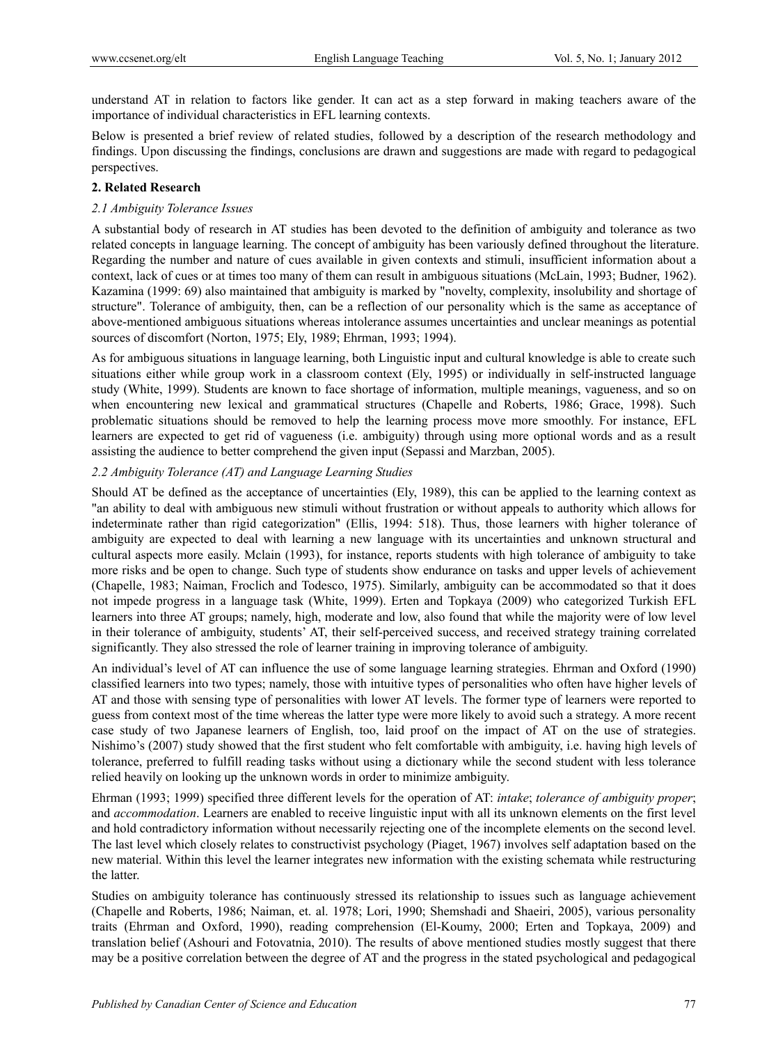understand AT in relation to factors like gender. It can act as a step forward in making teachers aware of the importance of individual characteristics in EFL learning contexts.

Below is presented a brief review of related studies, followed by a description of the research methodology and findings. Upon discussing the findings, conclusions are drawn and suggestions are made with regard to pedagogical perspectives.

## 2. Related Research

### *2.1 Ambiguity Tolerance Issues*

A substantial body of research in AT studies has been devoted to the definition of ambiguity and tolerance as two related concepts in language learning. The concept of ambiguity has been variously defined throughout the literature. Regarding the number and nature of cues available in given contexts and stimuli, insufficient information about a context, lack of cues or at times too many of them can result in ambiguous situations (McLain, 1993; Budner, 1962). Kazamina (1999: 69) also maintained that ambiguity is marked by "novelty, complexity, insolubility and shortage of structure". Tolerance of ambiguity, then, can be a reflection of our personality which is the same as acceptance of above-mentioned ambiguous situations whereas intolerance assumes uncertainties and unclear meanings as potential sources of discomfort (Norton, 1975; Ely, 1989; Ehrman, 1993; 1994).

As for ambiguous situations in language learning, both Linguistic input and cultural knowledge is able to create such situations either while group work in a classroom context (Ely, 1995) or individually in self-instructed language study (White, 1999). Students are known to face shortage of information, multiple meanings, vagueness, and so on when encountering new lexical and grammatical structures (Chapelle and Roberts, 1986; Grace, 1998). Such problematic situations should be removed to help the learning process move more smoothly. For instance, EFL learners are expected to get rid of vagueness (i.e. ambiguity) through using more optional words and as a result assisting the audience to better comprehend the given input (Sepassi and Marzban, 2005).

### *2.2 Ambiguity Tolerance (AT) and Language Learning Studies*

Should AT be defined as the acceptance of uncertainties (Ely, 1989), this can be applied to the learning context as "an ability to deal with ambiguous new stimuli without frustration or without appeals to authority which allows for indeterminate rather than rigid categorization" (Ellis, 1994: 518). Thus, those learners with higher tolerance of ambiguity are expected to deal with learning a new language with its uncertainties and unknown structural and cultural aspects more easily. Mclain (1993), for instance, reports students with high tolerance of ambiguity to take more risks and be open to change. Such type of students show endurance on tasks and upper levels of achievement (Chapelle, 1983; Naiman, Froclich and Todesco, 1975). Similarly, ambiguity can be accommodated so that it does not impede progress in a language task (White, 1999). Erten and Topkaya (2009) who categorized Turkish EFL learners into three AT groups; namely, high, moderate and low, also found that while the majority were of low level in their tolerance of ambiguity, students' AT, their self-perceived success, and received strategy training correlated significantly. They also stressed the role of learner training in improving tolerance of ambiguity.

An individual's level of AT can influence the use of some language learning strategies. Ehrman and Oxford (1990) classified learners into two types; namely, those with intuitive types of personalities who often have higher levels of AT and those with sensing type of personalities with lower AT levels. The former type of learners were reported to guess from context most of the time whereas the latter type were more likely to avoid such a strategy. A more recent case study of two Japanese learners of English, too, laid proof on the impact of AT on the use of strategies. Nishimo's (2007) study showed that the first student who felt comfortable with ambiguity, i.e. having high levels of tolerance, preferred to fulfill reading tasks without using a dictionary while the second student with less tolerance relied heavily on looking up the unknown words in order to minimize ambiguity.

Ehrman (1993; 1999) specified three different levels for the operation of AT: *intake*; *tolerance of ambiguity proper*; and *accommodation*. Learners are enabled to receive linguistic input with all its unknown elements on the first level and hold contradictory information without necessarily rejecting one of the incomplete elements on the second level. The last level which closely relates to constructivist psychology (Piaget, 1967) involves self adaptation based on the new material. Within this level the learner integrates new information with the existing schemata while restructuring the latter.

Studies on ambiguity tolerance has continuously stressed its relationship to issues such as language achievement (Chapelle and Roberts, 1986; Naiman, et. al. 1978; Lori, 1990; Shemshadi and Shaeiri, 2005), various personality traits (Ehrman and Oxford, 1990), reading comprehension (El-Koumy, 2000; Erten and Topkaya, 2009) and translation belief (Ashouri and Fotovatnia, 2010). The results of above mentioned studies mostly suggest that there may be a positive correlation between the degree of AT and the progress in the stated psychological and pedagogical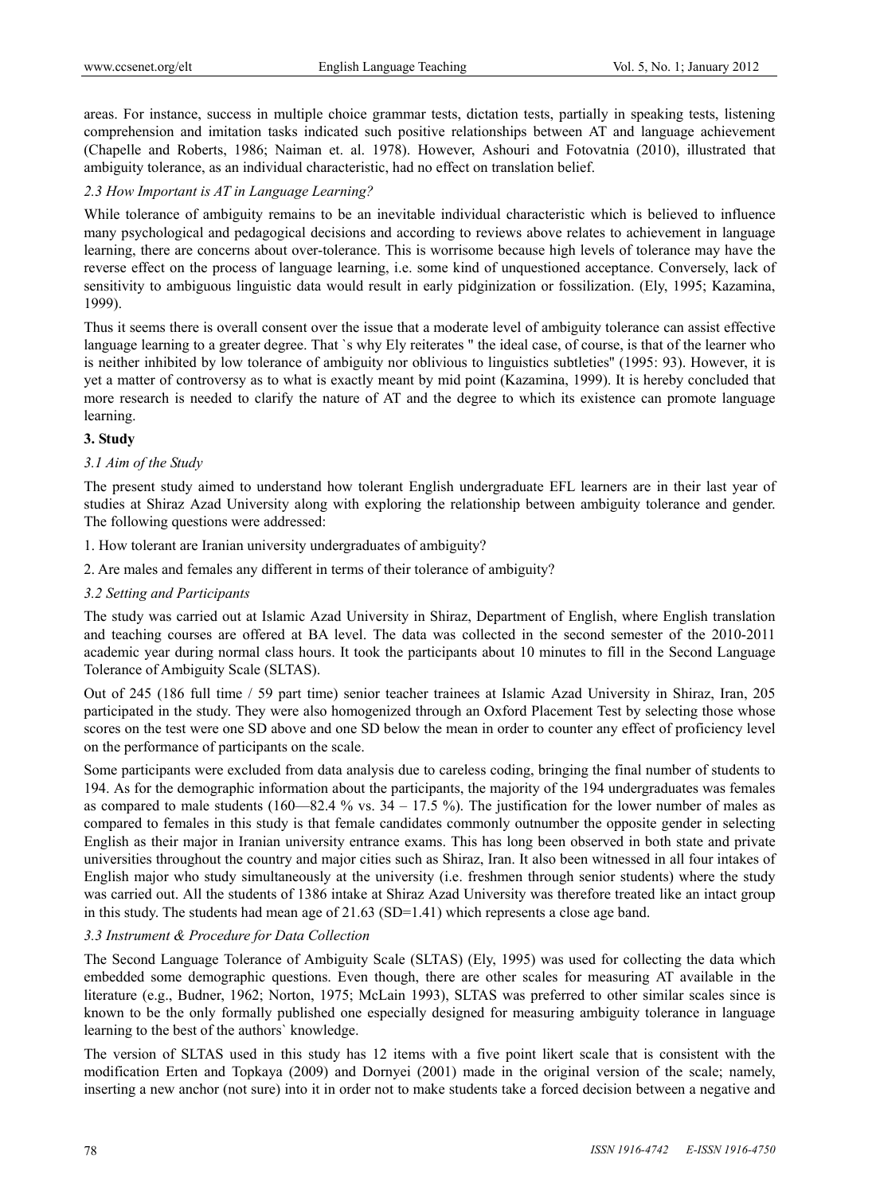areas. For instance, success in multiple choice grammar tests, dictation tests, partially in speaking tests, listening comprehension and imitation tasks indicated such positive relationships between AT and language achievement (Chapelle and Roberts, 1986; Naiman et. al. 1978). However, Ashouri and Fotovatnia (2010), illustrated that ambiguity tolerance, as an individual characteristic, had no effect on translation belief.

### *2.3 How Important is AT in Language Learning?*

While tolerance of ambiguity remains to be an inevitable individual characteristic which is believed to influence many psychological and pedagogical decisions and according to reviews above relates to achievement in language learning, there are concerns about over-tolerance. This is worrisome because high levels of tolerance may have the reverse effect on the process of language learning, i.e. some kind of unquestioned acceptance. Conversely, lack of sensitivity to ambiguous linguistic data would result in early pidginization or fossilization. (Ely, 1995; Kazamina, 1999).

Thus it seems there is overall consent over the issue that a moderate level of ambiguity tolerance can assist effective language learning to a greater degree. That `s why Ely reiterates " the ideal case, of course, is that of the learner who is neither inhibited by low tolerance of ambiguity nor oblivious to linguistics subtleties" (1995: 93). However, it is yet a matter of controversy as to what is exactly meant by mid point (Kazamina, 1999). It is hereby concluded that more research is needed to clarify the nature of AT and the degree to which its existence can promote language learning.

## **3. Study**

### *3.1 Aim of the Study*

The present study aimed to understand how tolerant English undergraduate EFL learners are in their last year of studies at Shiraz Azad University along with exploring the relationship between ambiguity tolerance and gender. The following questions were addressed:

1. How tolerant are Iranian university undergraduates of ambiguity?

2. Are males and females any different in terms of their tolerance of ambiguity?

### *3.2 Setting and Participants*

The study was carried out at Islamic Azad University in Shiraz, Department of English, where English translation and teaching courses are offered at BA level. The data was collected in the second semester of the 2010-2011 academic year during normal class hours. It took the participants about 10 minutes to fill in the Second Language Tolerance of Ambiguity Scale (SLTAS).

Out of 245 (186 full time / 59 part time) senior teacher trainees at Islamic Azad University in Shiraz, Iran, 205 participated in the study. They were also homogenized through an Oxford Placement Test by selecting those whose scores on the test were one SD above and one SD below the mean in order to counter any effect of proficiency level on the performance of participants on the scale.

Some participants were excluded from data analysis due to careless coding, bringing the final number of students to 194. As for the demographic information about the participants, the majority of the 194 undergraduates was females as compared to male students (160—82.4 % vs. 34 – 17.5 %). The justification for the lower number of males as compared to females in this study is that female candidates commonly outnumber the opposite gender in selecting English as their major in Iranian university entrance exams. This has long been observed in both state and private universities throughout the country and major cities such as Shiraz, Iran. It also been witnessed in all four intakes of English major who study simultaneously at the university (i.e. freshmen through senior students) where the study was carried out. All the students of 1386 intake at Shiraz Azad University was therefore treated like an intact group in this study. The students had mean age of 21.63 (SD=1.41) which represents a close age band.

### *3.3 Instrument & Procedure for Data Collection*

The Second Language Tolerance of Ambiguity Scale (SLTAS) (Ely, 1995) was used for collecting the data which embedded some demographic questions. Even though, there are other scales for measuring AT available in the literature (e.g., Budner, 1962; Norton, 1975; McLain 1993), SLTAS was preferred to other similar scales since is known to be the only formally published one especially designed for measuring ambiguity tolerance in language learning to the best of the authors` knowledge.

The version of SLTAS used in this study has 12 items with a five point likert scale that is consistent with the modification Erten and Topkaya (2009) and Dornyei (2001) made in the original version of the scale; namely, inserting a new anchor (not sure) into it in order not to make students take a forced decision between a negative and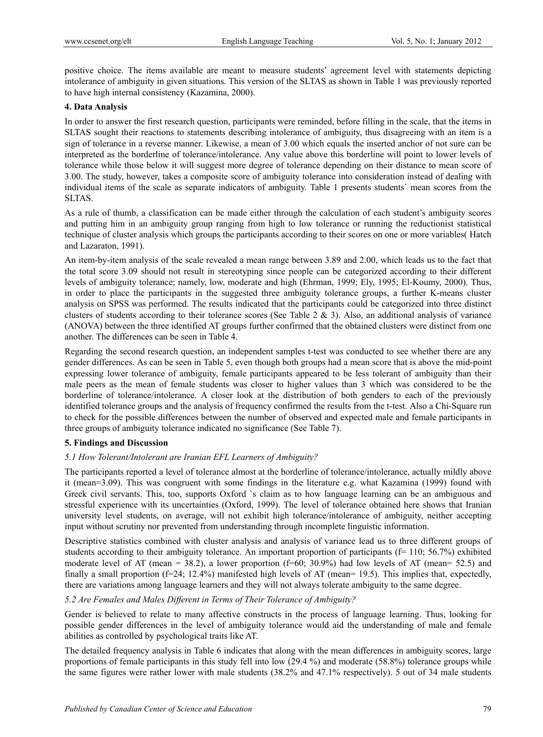positive choice. The items available are meant to measure students' agreement level with statements depicting intolerance of ambiguity in given situations. This version of the SLTAS as shown in Table 1 was previously reported to have high internal consistency (Kazamina, 2000).

## 4. Data Analysis

In order to answer the first research question, participants were reminded, before filling in the scale, that the items in SLTAS sought their reactions to statements describing intolerance of ambiguity, thus disagreeing with an item is a sign of tolerance in a reverse manner. Likewise, a mean of 3.00 which equals the inserted anchor of not sure can be interpreted as the borderline of tolerance/intolerance. Any value above this borderline will point to lower levels of tolerance while those below it will suggest more degree of tolerance depending on their distance to mean score of 3.00. The study, however, takes a composite score of ambiguity tolerance into consideration instead of dealing with individual items of the scale as separate indicators of ambiguity. Table 1 presents students` mean scores from the SLTAS.

As a rule of thumb, a classification can be made either through the calculation of each student's ambiguity scores and putting him in an ambiguity group ranging from high to low tolerance or running the reductionist statistical technique of cluster analysis which groups the participants according to their scores on one or more variables( Hatch and Lazaraton, 1991).

An item-by-item analysis of the scale revealed a mean range between 3.89 and 2.00, which leads us to the fact that the total score 3.09 should not result in stereotyping since people can be categorized according to their different levels of ambiguity tolerance; namely, low, moderate and high (Ehrman, 1999; Ely, 1995; El-Koumy, 2000). Thus, in order to place the participants in the suggested three ambiguity tolerance groups, a further K-means cluster analysis on SPSS was performed. The results indicated that the participants could be categorized into three distinct clusters of students according to their tolerance scores (See Table 2 & 3). Also, an additional analysis of variance (ANOVA) between the three identified AT groups further confirmed that the obtained clusters were distinct from one another. The differences can be seen in Table 4.

Regarding the second research question, an independent samples t-test was conducted to see whether there are any gender differences. As can be seen in Table 5, even though both groups had a mean score that is above the mid-point expressing lower tolerance of ambiguity, female participants appeared to be less tolerant of ambiguity than their male peers as the mean of female students was closer to higher values than 3 which was considered to be the borderline of tolerance/intolerance. A closer look at the distribution of both genders to each of the previously identified tolerance groups and the analysis of frequency confirmed the results from the t-test. Also a Chi-Square run to check for the possible differences between the number of observed and expected male and female participants in three groups of ambiguity tolerance indicated no significance (See Table 7).

## 5. Findings and Discussion

### *5.1 How Tolerant/Intolerant are Iranian EFL Learners of Ambiguity?*

The participants reported a level of tolerance almost at the borderline of tolerance/intolerance, actually mildly above it (mean=3.09). This was congruent with some findings in the literature e.g. what Kazamina (1999) found with Greek civil servants. This, too, supports Oxford `s claim as to how language learning can be an ambiguous and stressful experience with its uncertainties (Oxford, 1999). The level of tolerance obtained here shows that Iranian university level students, on average, will not exhibit high tolerance/intolerance of ambiguity, neither accepting input without scrutiny nor prevented from understanding through incomplete linguistic information.

Descriptive statistics combined with cluster analysis and analysis of variance lead us to three different groups of students according to their ambiguity tolerance. An important proportion of participants (f= 110; 56.7%) exhibited moderate level of AT (mean = 38.2), a lower proportion (f=60; 30.9%) had low levels of AT (mean= 52.5) and finally a small proportion (f=24; 12.4%) manifested high levels of AT (mean= 19.5). This implies that, expectedly, there are variations among language learners and they will not always tolerate ambiguity to the same degree.

### *5.2 Are Females and Males Different in Terms of Their Tolerance of Ambiguity?*

Gender is believed to relate to many affective constructs in the process of language learning. Thus, looking for possible gender differences in the level of ambiguity tolerance would aid the understanding of male and female abilities as controlled by psychological traits like AT.

The detailed frequency analysis in Table 6 indicates that along with the mean differences in ambiguity scores, large proportions of female participants in this study fell into low (29.4 %) and moderate (58.8%) tolerance groups while the same figures were rather lower with male students (38.2% and 47.1% respectively). 5 out of 34 male students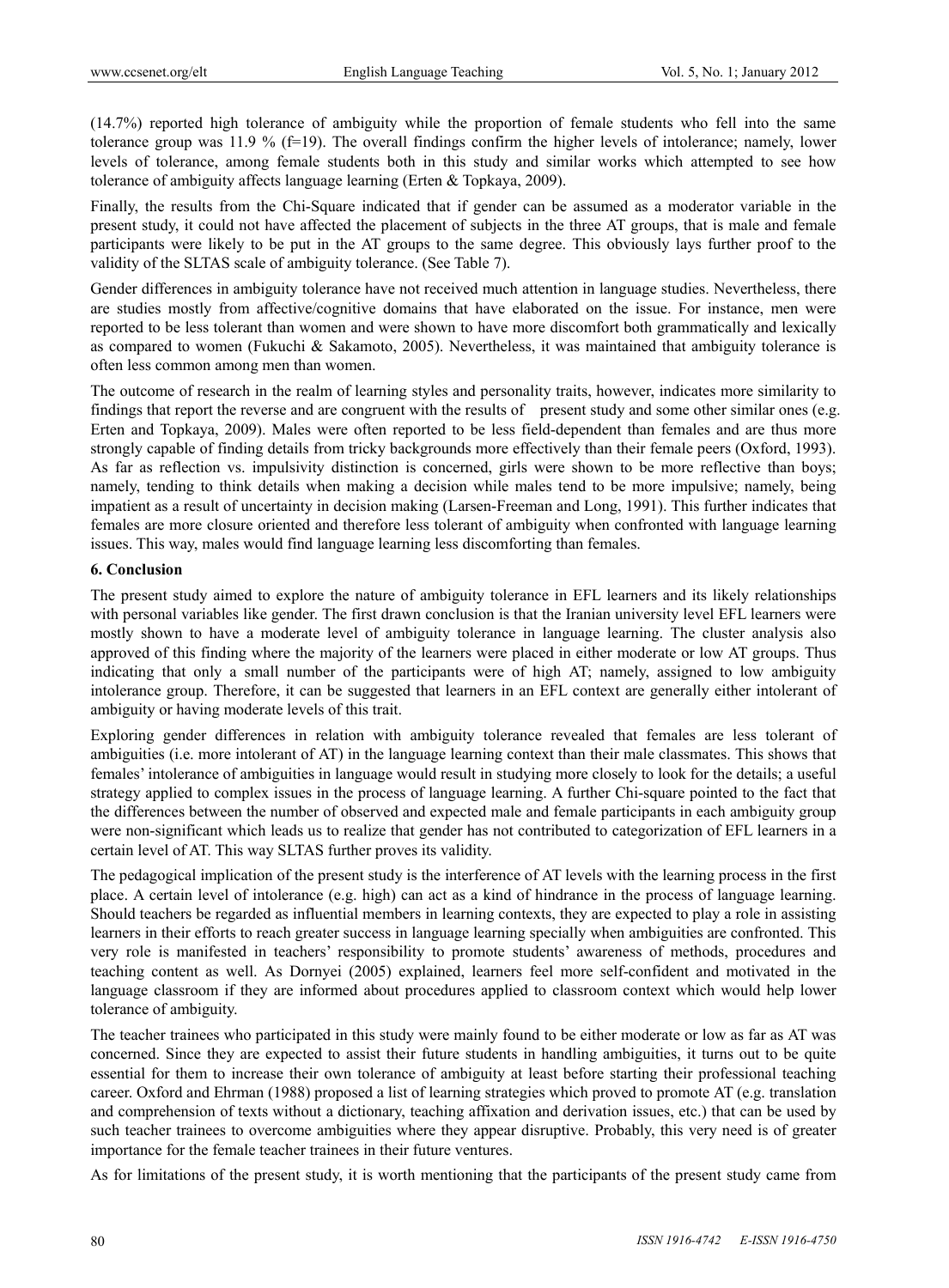(14.7%) reported high tolerance of ambiguity while the proportion of female students who fell into the same tolerance group was 11.9 % (f=19). The overall findings confirm the higher levels of intolerance; namely, lower levels of tolerance, among female students both in this study and similar works which attempted to see how tolerance of ambiguity affects language learning (Erten & Topkaya, 2009).

Finally, the results from the Chi-Square indicated that if gender can be assumed as a moderator variable in the present study, it could not have affected the placement of subjects in the three AT groups, that is male and female participants were likely to be put in the AT groups to the same degree. This obviously lays further proof to the validity of the SLTAS scale of ambiguity tolerance. (See Table 7).

Gender differences in ambiguity tolerance have not received much attention in language studies. Nevertheless, there are studies mostly from affective/cognitive domains that have elaborated on the issue. For instance, men were reported to be less tolerant than women and were shown to have more discomfort both grammatically and lexically as compared to women (Fukuchi & Sakamoto, 2005). Nevertheless, it was maintained that ambiguity tolerance is often less common among men than women.

The outcome of research in the realm of learning styles and personality traits, however, indicates more similarity to findings that report the reverse and are congruent with the results of present study and some other similar ones (e.g. Erten and Topkaya, 2009). Males were often reported to be less field-dependent than females and are thus more strongly capable of finding details from tricky backgrounds more effectively than their female peers (Oxford, 1993). As far as reflection vs. impulsivity distinction is concerned, girls were shown to be more reflective than boys; namely, tending to think details when making a decision while males tend to be more impulsive; namely, being impatient as a result of uncertainty in decision making (Larsen-Freeman and Long, 1991). This further indicates that females are more closure oriented and therefore less tolerant of ambiguity when confronted with language learning issues. This way, males would find language learning less discomforting than females.

## 6. Conclusion

The present study aimed to explore the nature of ambiguity tolerance in EFL learners and its likely relationships with personal variables like gender. The first drawn conclusion is that the Iranian university level EFL learners were mostly shown to have a moderate level of ambiguity tolerance in language learning. The cluster analysis also approved of this finding where the majority of the learners were placed in either moderate or low AT groups. Thus indicating that only a small number of the participants were of high AT; namely, assigned to low ambiguity intolerance group. Therefore, it can be suggested that learners in an EFL context are generally either intolerant of ambiguity or having moderate levels of this trait.

Exploring gender differences in relation with ambiguity tolerance revealed that females are less tolerant of ambiguities (i.e. more intolerant of AT) in the language learning context than their male classmates. This shows that females' intolerance of ambiguities in language would result in studying more closely to look for the details; a useful strategy applied to complex issues in the process of language learning. A further Chi-square pointed to the fact that the differences between the number of observed and expected male and female participants in each ambiguity group were non-significant which leads us to realize that gender has not contributed to categorization of EFL learners in a certain level of AT. This way SLTAS further proves its validity.

The pedagogical implication of the present study is the interference of AT levels with the learning process in the first place. A certain level of intolerance (e.g. high) can act as a kind of hindrance in the process of language learning. Should teachers be regarded as influential members in learning contexts, they are expected to play a role in assisting learners in their efforts to reach greater success in language learning specially when ambiguities are confronted. This very role is manifested in teachers' responsibility to promote students' awareness of methods, procedures and teaching content as well. As Dornyei (2005) explained, learners feel more self-confident and motivated in the language classroom if they are informed about procedures applied to classroom context which would help lower tolerance of ambiguity.

The teacher trainees who participated in this study were mainly found to be either moderate or low as far as AT was concerned. Since they are expected to assist their future students in handling ambiguities, it turns out to be quite essential for them to increase their own tolerance of ambiguity at least before starting their professional teaching career. Oxford and Ehrman (1988) proposed a list of learning strategies which proved to promote AT (e.g. translation and comprehension of texts without a dictionary, teaching affixation and derivation issues, etc.) that can be used by such teacher trainees to overcome ambiguities where they appear disruptive. Probably, this very need is of greater importance for the female teacher trainees in their future ventures.

As for limitations of the present study, it is worth mentioning that the participants of the present study came from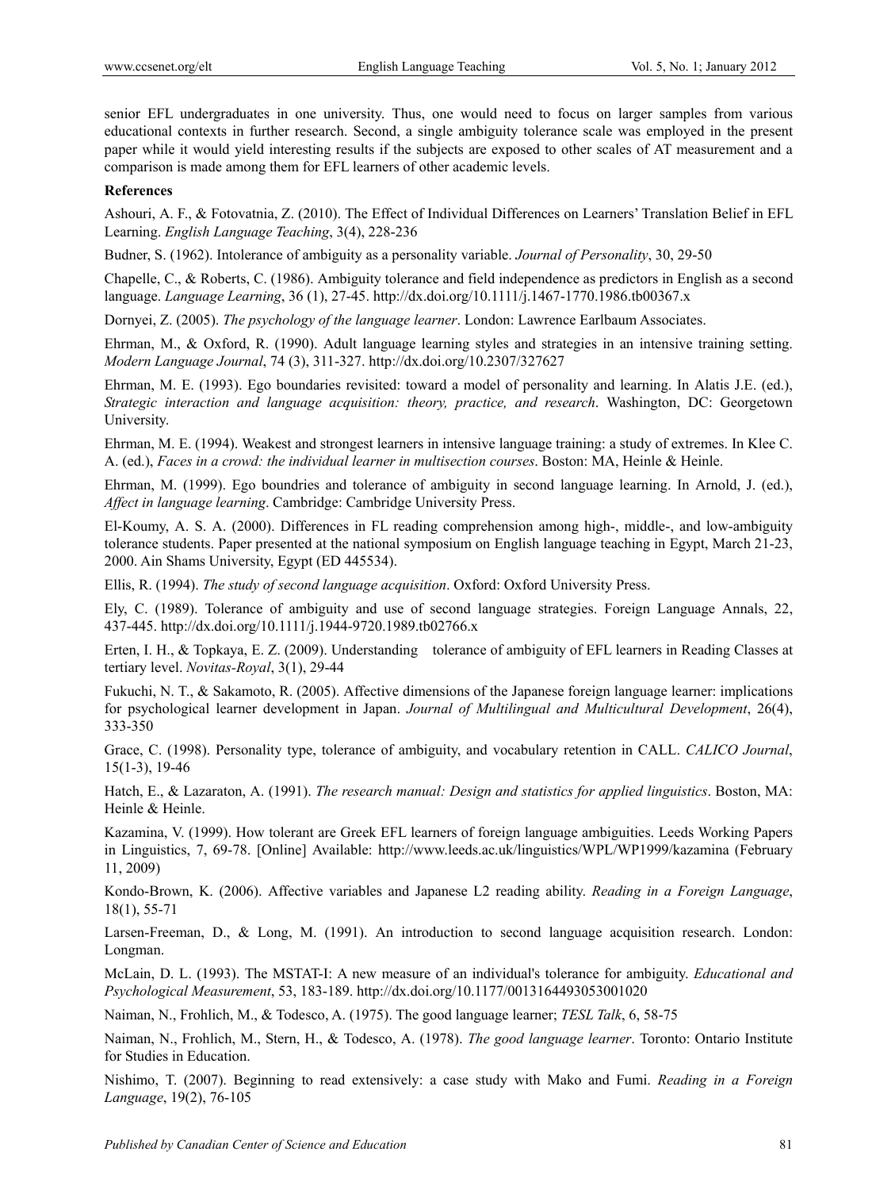senior EFL undergraduates in one university. Thus, one would need to focus on larger samples from various educational contexts in further research. Second, a single ambiguity tolerance scale was employed in the present paper while it would yield interesting results if the subjects are exposed to other scales of AT measurement and a comparison is made among them for EFL learners of other academic levels.

**References**

Ashouri, A. F., & Fotovatnia, Z. (2010). The Effect of Individual Differences on Learners' Translation Belief in EFL Learning. *English Language Teaching*, 3(4), 228-236

Budner, S. (1962). Intolerance of ambiguity as a personality variable. *Journal of Personality*, 30, 29-50

Chapelle, C., & Roberts, C. (1986). Ambiguity tolerance and field independence as predictors in English as a second language. *Language Learning*, 36 (1), 27-45. http://dx.doi.org/10.1111/j.1467-1770.1986.tb00367.x

Dornyei, Z. (2005). *The psychology of the language learner*. London: Lawrence Earlbaum Associates.

Ehrman, M., & Oxford, R. (1990). Adult language learning styles and strategies in an intensive training setting. *Modern Language Journal*, 74 (3), 311-327. http://dx.doi.org/10.2307/327627

Ehrman, M. E. (1993). Ego boundaries revisited: toward a model of personality and learning. In Alatis J.E. (ed.), *Strategic interaction and language acquisition: theory, practice, and research*. Washington, DC: Georgetown University.

Ehrman, M. E. (1994). Weakest and strongest learners in intensive language training: a study of extremes. In Klee C. A. (ed.), *Faces in a crowd: the individual learner in multisection courses*. Boston: MA, Heinle & Heinle.

Ehrman, M. (1999). Ego boundries and tolerance of ambiguity in second language learning. In Arnold, J. (ed.), *Affect in language learning*. Cambridge: Cambridge University Press.

El-Koumy, A. S. A. (2000). Differences in FL reading comprehension among high-, middle-, and low-ambiguity tolerance students. Paper presented at the national symposium on English language teaching in Egypt, March 21-23, 2000. Ain Shams University, Egypt (ED 445534).

Ellis, R. (1994). *The study of second language acquisition*. Oxford: Oxford University Press.

Ely, C. (1989). Tolerance of ambiguity and use of second language strategies. Foreign Language Annals, 22, 437-445. http://dx.doi.org/10.1111/j.1944-9720.1989.tb02766.x

Erten, I. H., & Topkaya, E. Z. (2009). Understanding tolerance of ambiguity of EFL learners in Reading Classes at tertiary level. *Novitas-Royal*, 3(1), 29-44

Fukuchi, N. T., & Sakamoto, R. (2005). Affective dimensions of the Japanese foreign language learner: implications for psychological learner development in Japan. *Journal of Multilingual and Multicultural Development*, 26(4), 333-350

Grace, C. (1998). Personality type, tolerance of ambiguity, and vocabulary retention in CALL. *CALICO Journal*, 15(1-3), 19-46

Hatch, E., & Lazaraton, A. (1991). *The research manual: Design and statistics for applied linguistics*. Boston, MA: Heinle & Heinle.

Kazamina, V. (1999). How tolerant are Greek EFL learners of foreign language ambiguities. Leeds Working Papers in Linguistics, 7, 69-78. [Online] Available: http://www.leeds.ac.uk/linguistics/WPL/WP1999/kazamina (February 11, 2009)

Kondo-Brown, K. (2006). Affective variables and Japanese L2 reading ability. *Reading in a Foreign Language*, 18(1), 55-71

Larsen-Freeman, D., & Long, M. (1991). An introduction to second language acquisition research. London: Longman.

McLain, D. L. (1993). The MSTAT-I: A new measure of an individual's tolerance for ambiguity. *Educational and Psychological Measurement*, 53, 183-189. http://dx.doi.org/10.1177/0013164493053001020

Naiman, N., Frohlich, M., & Todesco, A. (1975). The good language learner; *TESL Talk*, 6, 58-75

Naiman, N., Frohlich, M., Stern, H., & Todesco, A. (1978). *The good language learner*. Toronto: Ontario Institute for Studies in Education.

Nishimo, T. (2007). Beginning to read extensively: a case study with Mako and Fumi. *Reading in a Foreign Language*, 19(2), 76-105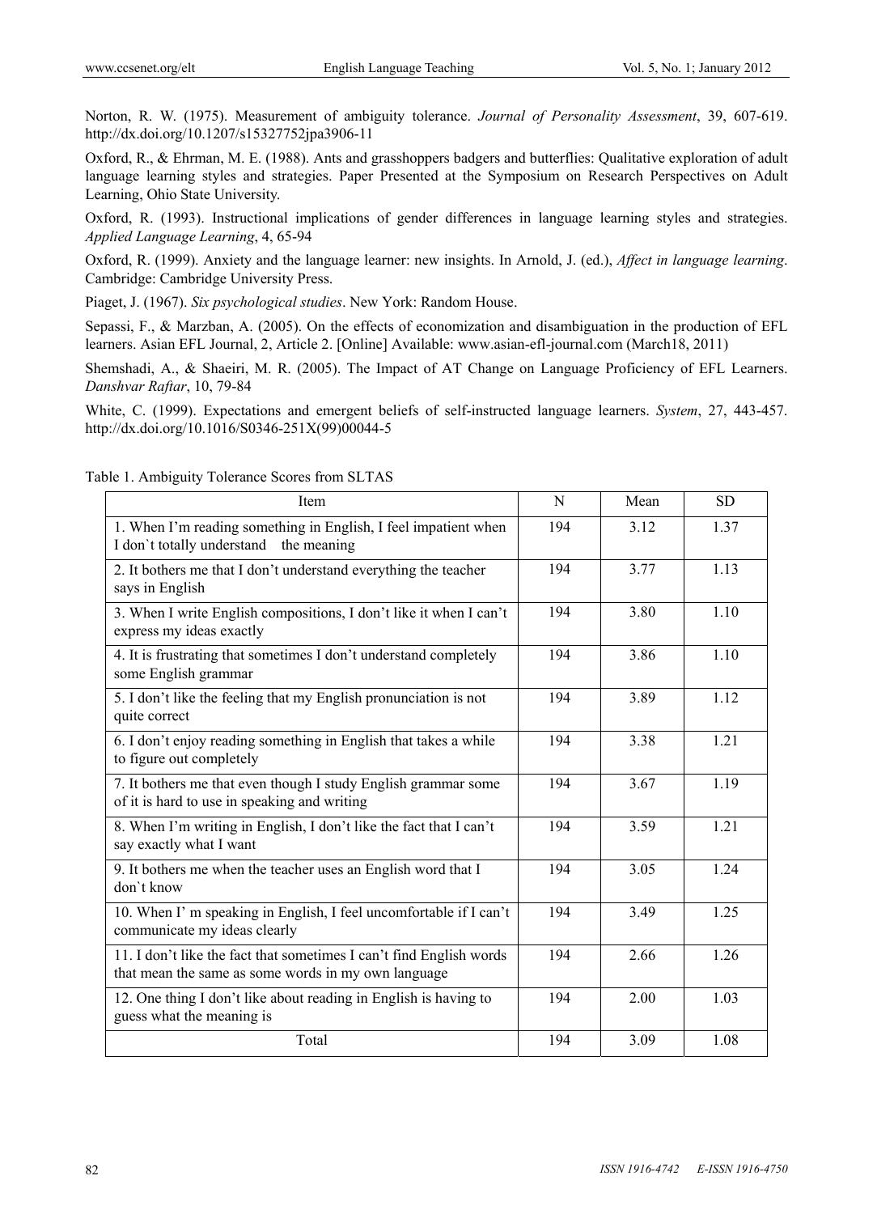Norton, R. W. (1975). Measurement of ambiguity tolerance. *Journal of Personality Assessment*, 39, 607-619. http://dx.doi.org/10.1207/s15327752jpa3906-11

Oxford, R., & Ehrman, M. E. (1988). Ants and grasshoppers badgers and butterflies: Qualitative exploration of adult language learning styles and strategies. Paper Presented at the Symposium on Research Perspectives on Adult Learning, Ohio State University.

Oxford, R. (1993). Instructional implications of gender differences in language learning styles and strategies. *Applied Language Learning*, 4, 65-94

Oxford, R. (1999). Anxiety and the language learner: new insights. In Arnold, J. (ed.), *Affect in language learning*. Cambridge: Cambridge University Press.

Piaget, J. (1967). *Six psychological studies*. New York: Random House.

Sepassi, F., & Marzban, A. (2005). On the effects of economization and disambiguation in the production of EFL learners. Asian EFL Journal, 2, Article 2. [Online] Available: www.asian-efl-journal.com (March18, 2011)

Shemshadi, A., & Shaeiri, M. R. (2005). The Impact of AT Change on Language Proficiency of EFL Learners. *Danshvar Raftar*, 10, 79-84

White, C. (1999). Expectations and emergent beliefs of self-instructed language learners. *System*, 27, 443-457. http://dx.doi.org/10.1016/S0346-251X(99)00044-5

Table 1. Ambiguity Tolerance Scores from SLTAS

| Item | N | Mean | SD |
|---|---|---|---|
| 1. When I'm reading something in English, I feel impatient when I don`t totally understand the meaning | 194 | 3.12 | 1.37 |
| 2. It bothers me that I don't understand everything the teacher says in English | 194 | 3.77 | 1.13 |
| 3. When I write English compositions, I don't like it when I can't express my ideas exactly | 194 | 3.80 | 1.10 |
| 4. It is frustrating that sometimes I don't understand completely some English grammar | 194 | 3.86 | 1.10 |
| 5. I don't like the feeling that my English pronunciation is not quite correct | 194 | 3.89 | 1.12 |
| 6. I don't enjoy reading something in English that takes a while to figure out completely | 194 | 3.38 | 1.21 |
| 7. It bothers me that even though I study English grammar some of it is hard to use in speaking and writing | 194 | 3.67 | 1.19 |
| 8. When I'm writing in English, I don't like the fact that I can't say exactly what I want | 194 | 3.59 | 1.21 |
| 9. It bothers me when the teacher uses an English word that I don`t know | 194 | 3.05 | 1.24 |
| 10. When I' m speaking in English, I feel uncomfortable if I can't communicate my ideas clearly | 194 | 3.49 | 1.25 |
| 11. I don't like the fact that sometimes I can't find English words that mean the same as some words in my own language | 194 | 2.66 | 1.26 |
| 12. One thing I don't like about reading in English is having to guess what the meaning is | 194 | 2.00 | 1.03 |
| Total | 194 | 3.09 | 1.08 |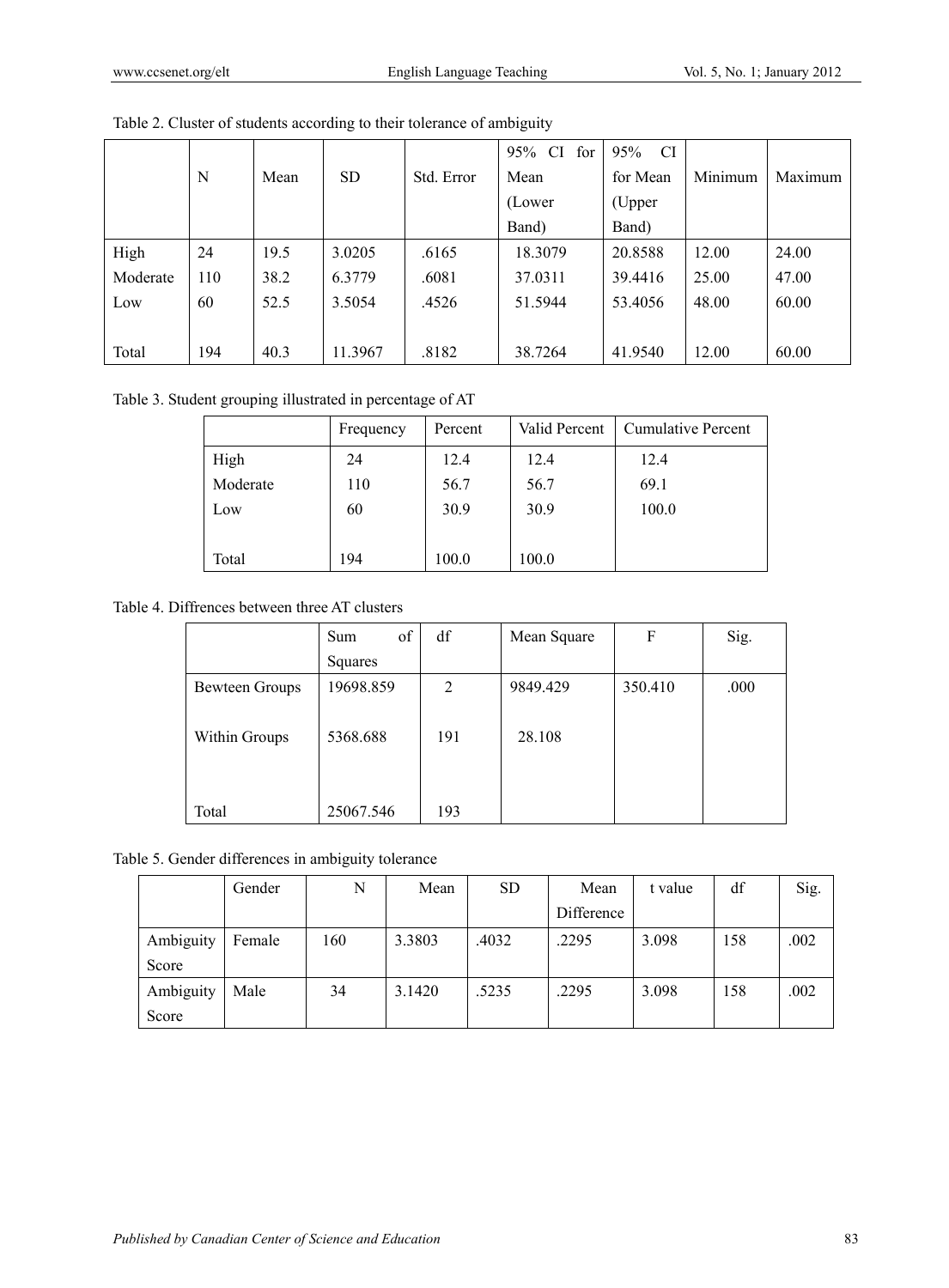Table 2. Cluster of students according to their tolerance of ambiguity

| | N | Mean | SD | Std. Error | 95% CI for Mean (Lower Band) | 95% CI for Mean (Upper Band) | Minimum | Maximum |
|---|---|---|---|---|---|---|---|---|
| High | 24 | 19.5 | 3.0205 | .6165 | 18.3079 | 20.8588 | 12.00 | 24.00 |
| Moderate | 110 | 38.2 | 6.3779 | .6081 | 37.0311 | 39.4416 | 25.00 | 47.00 |
| Low | 60 | 52.5 | 3.5054 | .4526 | 51.5944 | 53.4056 | 48.00 | 60.00 |
| Total | 194 | 40.3 | 11.3967 | .8182 | 38.7264 | 41.9540 | 12.00 | 60.00 |

Table 3. Student grouping illustrated in percentage of AT

| | Frequency | Percent | Valid Percent | Cumulative Percent |
|---|---|---|---|---|
| High | 24 | 12.4 | 12.4 | 12.4 |
| Moderate | 110 | 56.7 | 56.7 | 69.1 |
| Low | 60 | 30.9 | 30.9 | 100.0 |
| Total | 194 | 100.0 | 100.0 | |

Table 4. Diffrences between three AT clusters

| | Sum of Squares | df | Mean Square | F | Sig. |
|---|---|---|---|---|---|
| Bewteen Groups | 19698.859 | 2 | 9849.429 | 350.410 | .000 |
| Within Groups | 5368.688 | 191 | 28.108 | | |
| Total | 25067.546 | 193 | | | |

Table 5. Gender differences in ambiguity tolerance

| | Gender | N | Mean | SD | Mean Difference | t value | df | Sig. |
|---|---|---|---|---|---|---|---|---|
| Ambiguity Score | Female | 160 | 3.3803 | .4032 | .2295 | 3.098 | 158 | .002 |
| Ambiguity Score | Male | 34 | 3.1420 | .5235 | .2295 | 3.098 | 158 | .002 |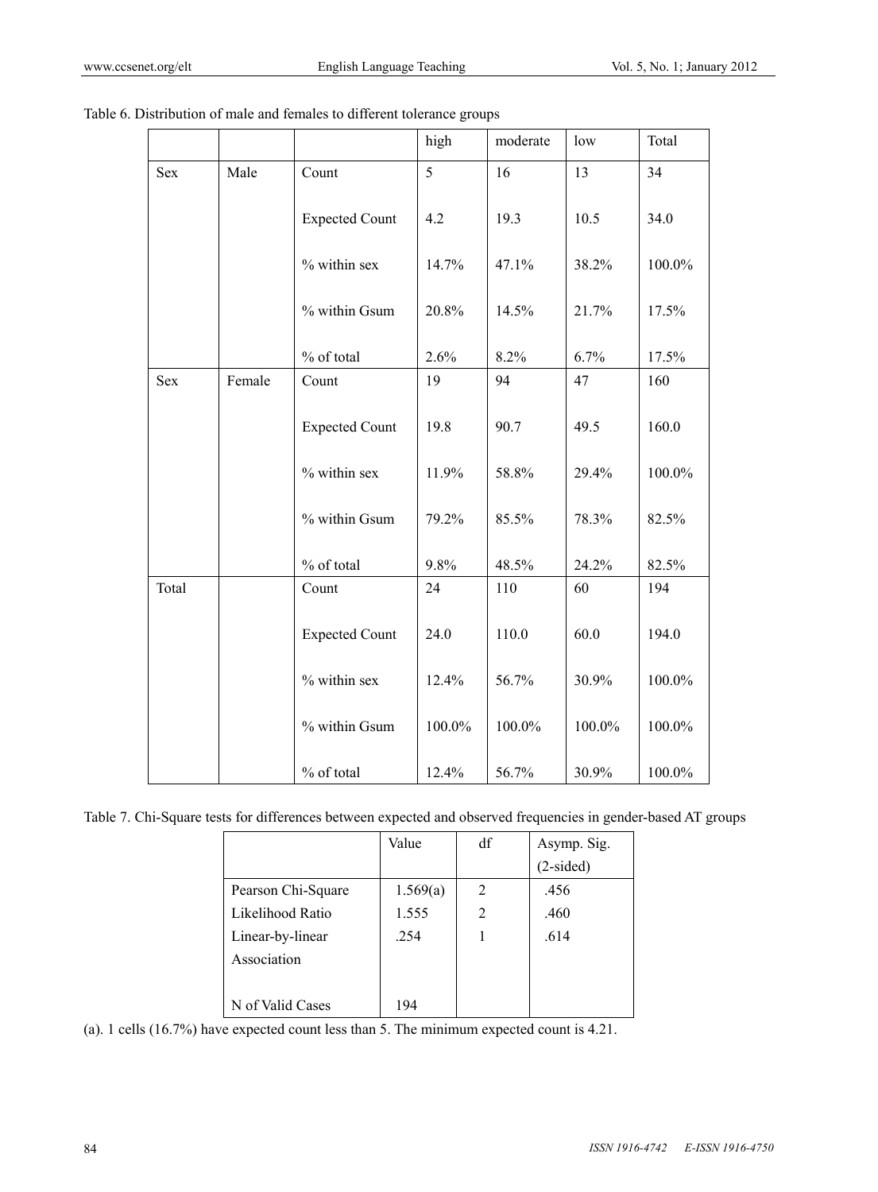Table 6. Distribution of male and females to different tolerance groups

| | | | high | moderate | low | Total |
|---|---|---|---|---|---|---|
| Sex | Male | Count | 5 | 16 | 13 | 34 |
| | | Expected Count | 4.2 | 19.3 | 10.5 | 34.0 |
| | | % within sex | 14.7% | 47.1% | 38.2% | 100.0% |
| | | % within Gsum | 20.8% | 14.5% | 21.7% | 17.5% |
| | | % of total | 2.6% | 8.2% | 6.7% | 17.5% |
| Sex | Female | Count | 19 | 94 | 47 | 160 |
| | | Expected Count | 19.8 | 90.7 | 49.5 | 160.0 |
| | | % within sex | 11.9% | 58.8% | 29.4% | 100.0% |
| | | % within Gsum | 79.2% | 85.5% | 78.3% | 82.5% |
| | | % of total | 9.8% | 48.5% | 24.2% | 82.5% |
| Total | | Count | 24 | 110 | 60 | 194 |
| | | Expected Count | 24.0 | 110.0 | 60.0 | 194.0 |
| | | % within sex | 12.4% | 56.7% | 30.9% | 100.0% |
| | | % within Gsum | 100.0% | 100.0% | 100.0% | 100.0% |
| | | % of total | 12.4% | 56.7% | 30.9% | 100.0% |

Table 7. Chi-Square tests for differences between expected and observed frequencies in gender-based AT groups

| | Value | df | Asymp. Sig. (2-sided) |
|---|---|---|---|
| Pearson Chi-Square | 1.569(a) | 2 | .456 |
| Likelihood Ratio | 1.555 | 2 | .460 |
| Linear-by-linear Association | .254 | 1 | .614 |
| N of Valid Cases | 194 | | |

(a). 1 cells (16.7%) have expected count less than 5. The minimum expected count is 4.21.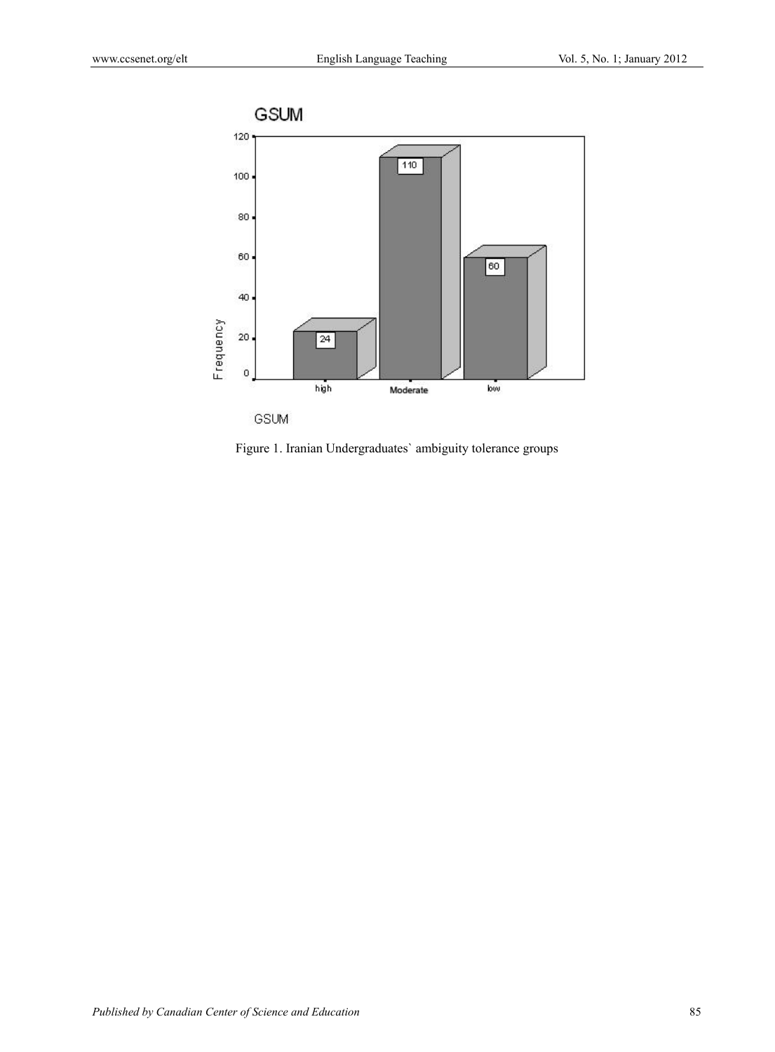GSUM

120
100
80
60
40
20
0

Frequency

24
110
60

high
Moderate
low

GSUM

Figure 1. Iranian Undergraduates` ambiguity tolerance groups